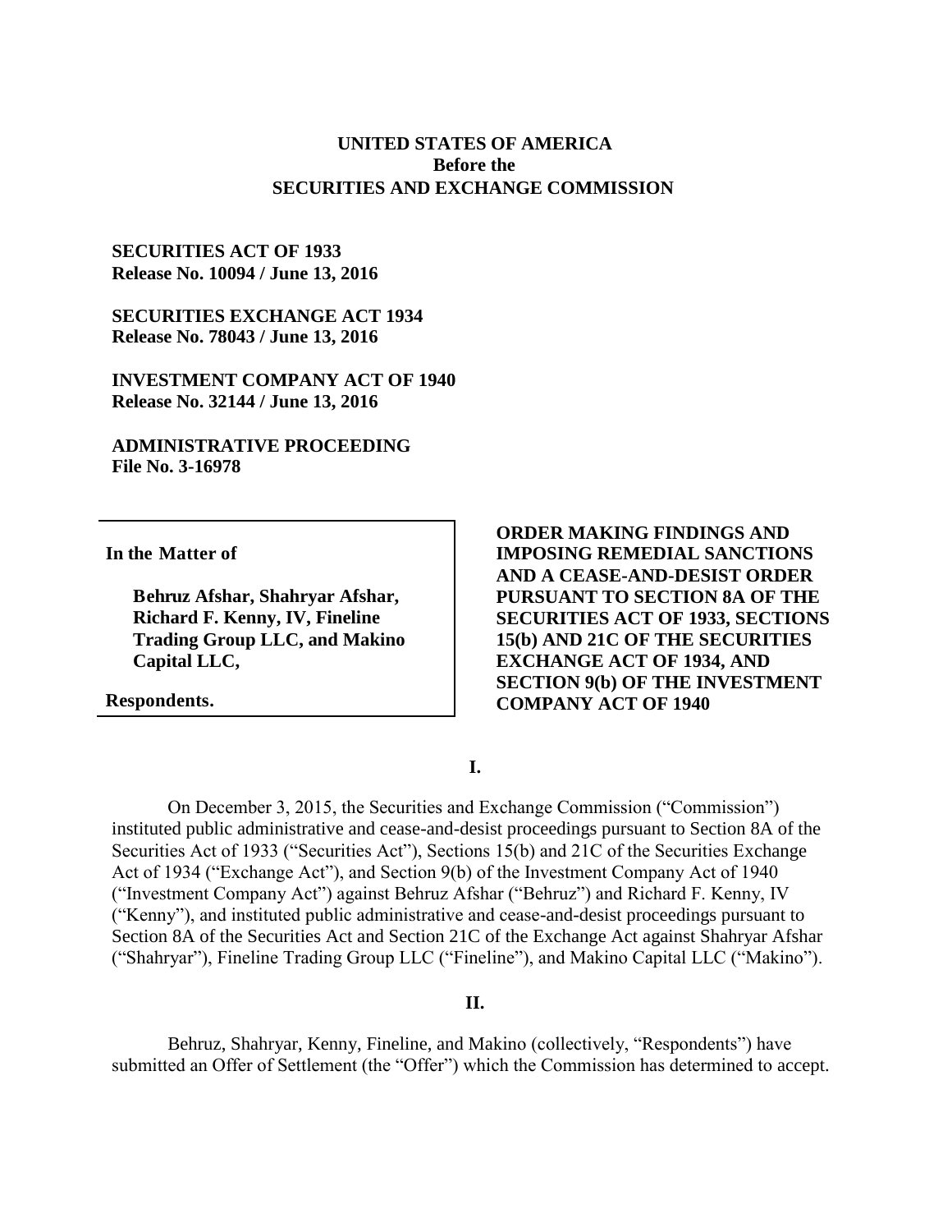**UNITED STATES OF AMERICA**
**Before the**
**SECURITIES AND EXCHANGE COMMISSION**

**SECURITIES ACT OF 1933**
**Release No. 10094 / June 13, 2016**

**SECURITIES EXCHANGE ACT 1934**
**Release No. 78043 / June 13, 2016**

**INVESTMENT COMPANY ACT OF 1940**
**Release No. 32144 / June 13, 2016**

**ADMINISTRATIVE PROCEEDING**
**File No. 3-16978**

**In the Matter of**

**Behruz Afshar, Shahryar Afshar, Richard F. Kenny, IV, Fineline Trading Group LLC, and Makino Capital LLC,**

**Respondents.**

**ORDER MAKING FINDINGS AND IMPOSING REMEDIAL SANCTIONS AND A CEASE-AND-DESIST ORDER PURSUANT TO SECTION 8A OF THE SECURITIES ACT OF 1933, SECTIONS 15(b) AND 21C OF THE SECURITIES EXCHANGE ACT OF 1934, AND SECTION 9(b) OF THE INVESTMENT COMPANY ACT OF 1940**

## I.

On December 3, 2015, the Securities and Exchange Commission ("Commission") instituted public administrative and cease-and-desist proceedings pursuant to Section 8A of the Securities Act of 1933 ("Securities Act"), Sections 15(b) and 21C of the Securities Exchange Act of 1934 ("Exchange Act"), and Section 9(b) of the Investment Company Act of 1940 ("Investment Company Act") against Behruz Afshar ("Behruz") and Richard F. Kenny, IV ("Kenny"), and instituted public administrative and cease-and-desist proceedings pursuant to Section 8A of the Securities Act and Section 21C of the Exchange Act against Shahryar Afshar ("Shahryar"), Fineline Trading Group LLC ("Fineline"), and Makino Capital LLC ("Makino").

## II.

Behruz, Shahryar, Kenny, Fineline, and Makino (collectively, "Respondents") have submitted an Offer of Settlement (the "Offer") which the Commission has determined to accept.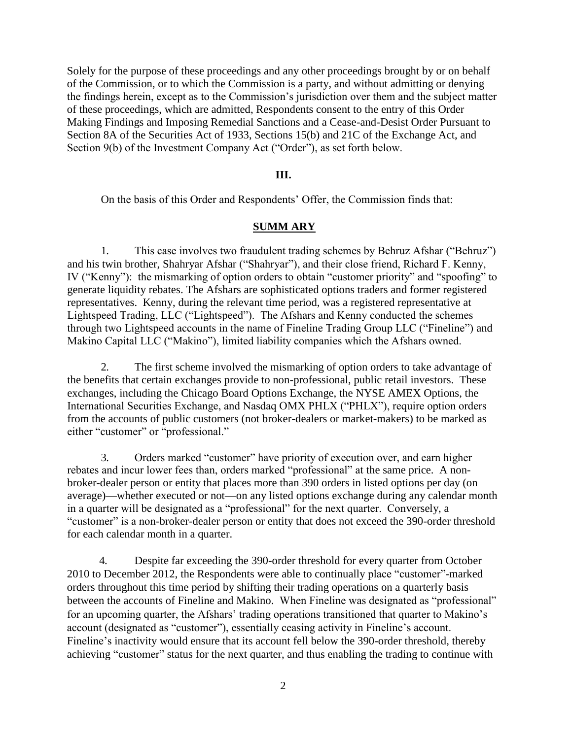Solely for the purpose of these proceedings and any other proceedings brought by or on behalf of the Commission, or to which the Commission is a party, and without admitting or denying the findings herein, except as to the Commission's jurisdiction over them and the subject matter of these proceedings, which are admitted, Respondents consent to the entry of this Order Making Findings and Imposing Remedial Sanctions and a Cease-and-Desist Order Pursuant to Section 8A of the Securities Act of 1933, Sections 15(b) and 21C of the Exchange Act, and Section 9(b) of the Investment Company Act ("Order"), as set forth below.

**III.**

On the basis of this Order and Respondents' Offer, the Commission finds that:

**SUMM ARY**

1. This case involves two fraudulent trading schemes by Behruz Afshar ("Behruz") and his twin brother, Shahryar Afshar ("Shahryar"), and their close friend, Richard F. Kenny, IV ("Kenny"): the mismarking of option orders to obtain "customer priority" and "spoofing" to generate liquidity rebates. The Afshars are sophisticated options traders and former registered representatives. Kenny, during the relevant time period, was a registered representative at Lightspeed Trading, LLC ("Lightspeed"). The Afshars and Kenny conducted the schemes through two Lightspeed accounts in the name of Fineline Trading Group LLC ("Fineline") and Makino Capital LLC ("Makino"), limited liability companies which the Afshars owned.

2. The first scheme involved the mismarking of option orders to take advantage of the benefits that certain exchanges provide to non-professional, public retail investors. These exchanges, including the Chicago Board Options Exchange, the NYSE AMEX Options, the International Securities Exchange, and Nasdaq OMX PHLX ("PHLX"), require option orders from the accounts of public customers (not broker-dealers or market-makers) to be marked as either "customer" or "professional."

3. Orders marked "customer" have priority of execution over, and earn higher rebates and incur lower fees than, orders marked "professional" at the same price. A non-broker-dealer person or entity that places more than 390 orders in listed options per day (on average)—whether executed or not—on any listed options exchange during any calendar month in a quarter will be designated as a "professional" for the next quarter. Conversely, a "customer" is a non-broker-dealer person or entity that does not exceed the 390-order threshold for each calendar month in a quarter.

4. Despite far exceeding the 390-order threshold for every quarter from October 2010 to December 2012, the Respondents were able to continually place "customer"-marked orders throughout this time period by shifting their trading operations on a quarterly basis between the accounts of Fineline and Makino. When Fineline was designated as "professional" for an upcoming quarter, the Afshars' trading operations transitioned that quarter to Makino's account (designated as "customer"), essentially ceasing activity in Fineline's account. Fineline's inactivity would ensure that its account fell below the 390-order threshold, thereby achieving "customer" status for the next quarter, and thus enabling the trading to continue with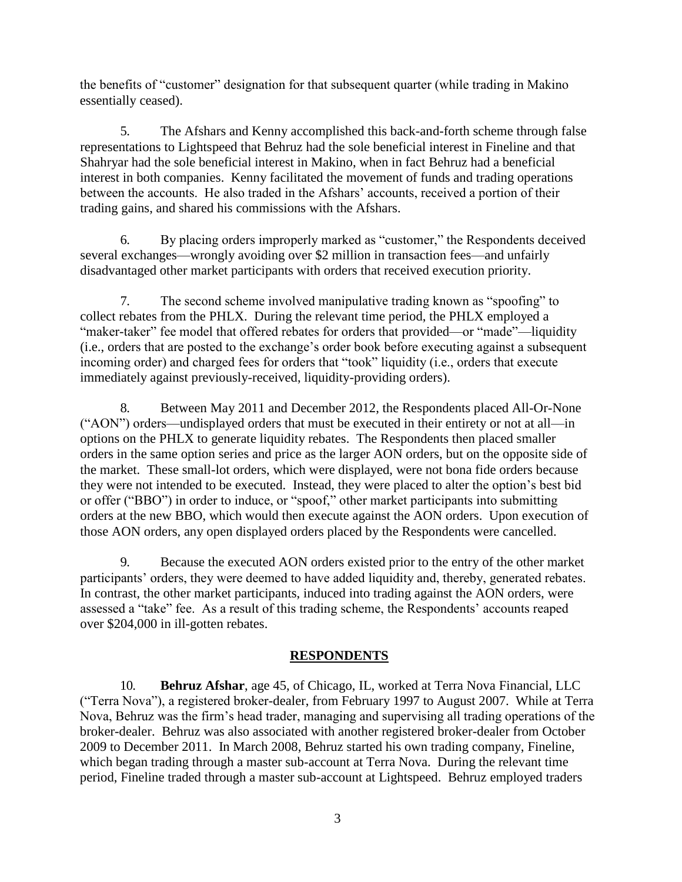the benefits of "customer" designation for that subsequent quarter (while trading in Makino essentially ceased).

5. The Afshars and Kenny accomplished this back-and-forth scheme through false representations to Lightspeed that Behruz had the sole beneficial interest in Fineline and that Shahryar had the sole beneficial interest in Makino, when in fact Behruz had a beneficial interest in both companies. Kenny facilitated the movement of funds and trading operations between the accounts. He also traded in the Afshars' accounts, received a portion of their trading gains, and shared his commissions with the Afshars.

6. By placing orders improperly marked as "customer," the Respondents deceived several exchanges—wrongly avoiding over $2 million in transaction fees—and unfairly disadvantaged other market participants with orders that received execution priority.

7. The second scheme involved manipulative trading known as "spoofing" to collect rebates from the PHLX. During the relevant time period, the PHLX employed a "maker-taker" fee model that offered rebates for orders that provided—or "made"—liquidity (i.e., orders that are posted to the exchange's order book before executing against a subsequent incoming order) and charged fees for orders that "took" liquidity (i.e., orders that execute immediately against previously-received, liquidity-providing orders).

8. Between May 2011 and December 2012, the Respondents placed All-Or-None ("AON") orders—undisplayed orders that must be executed in their entirety or not at all—in options on the PHLX to generate liquidity rebates. The Respondents then placed smaller orders in the same option series and price as the larger AON orders, but on the opposite side of the market. These small-lot orders, which were displayed, were not bona fide orders because they were not intended to be executed. Instead, they were placed to alter the option's best bid or offer ("BBO") in order to induce, or "spoof," other market participants into submitting orders at the new BBO, which would then execute against the AON orders. Upon execution of those AON orders, any open displayed orders placed by the Respondents were cancelled.

9. Because the executed AON orders existed prior to the entry of the other market participants' orders, they were deemed to have added liquidity and, thereby, generated rebates. In contrast, the other market participants, induced into trading against the AON orders, were assessed a "take" fee. As a result of this trading scheme, the Respondents' accounts reaped over $204,000 in ill-gotten rebates.

## RESPONDENTS

10. **Behruz Afshar**, age 45, of Chicago, IL, worked at Terra Nova Financial, LLC ("Terra Nova"), a registered broker-dealer, from February 1997 to August 2007. While at Terra Nova, Behruz was the firm's head trader, managing and supervising all trading operations of the broker-dealer. Behruz was also associated with another registered broker-dealer from October 2009 to December 2011. In March 2008, Behruz started his own trading company, Fineline, which began trading through a master sub-account at Terra Nova. During the relevant time period, Fineline traded through a master sub-account at Lightspeed. Behruz employed traders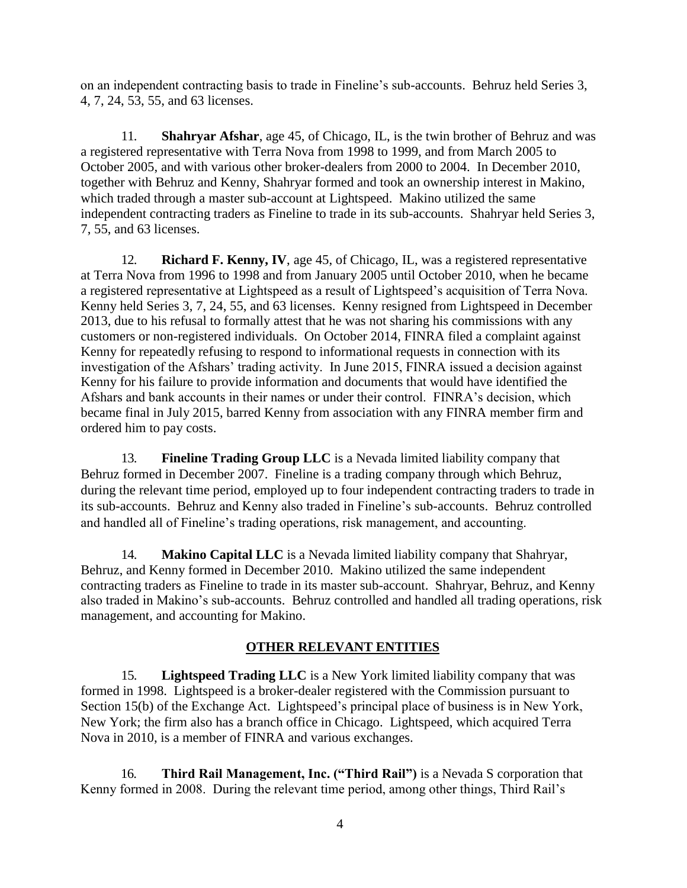on an independent contracting basis to trade in Fineline's sub-accounts. Behruz held Series 3, 4, 7, 24, 53, 55, and 63 licenses.

11. **Shahryar Afshar**, age 45, of Chicago, IL, is the twin brother of Behruz and was a registered representative with Terra Nova from 1998 to 1999, and from March 2005 to October 2005, and with various other broker-dealers from 2000 to 2004. In December 2010, together with Behruz and Kenny, Shahryar formed and took an ownership interest in Makino, which traded through a master sub-account at Lightspeed. Makino utilized the same independent contracting traders as Fineline to trade in its sub-accounts. Shahryar held Series 3, 7, 55, and 63 licenses.

12. **Richard F. Kenny, IV**, age 45, of Chicago, IL, was a registered representative at Terra Nova from 1996 to 1998 and from January 2005 until October 2010, when he became a registered representative at Lightspeed as a result of Lightspeed's acquisition of Terra Nova. Kenny held Series 3, 7, 24, 55, and 63 licenses. Kenny resigned from Lightspeed in December 2013, due to his refusal to formally attest that he was not sharing his commissions with any customers or non-registered individuals. On October 2014, FINRA filed a complaint against Kenny for repeatedly refusing to respond to informational requests in connection with its investigation of the Afshars' trading activity. In June 2015, FINRA issued a decision against Kenny for his failure to provide information and documents that would have identified the Afshars and bank accounts in their names or under their control. FINRA's decision, which became final in July 2015, barred Kenny from association with any FINRA member firm and ordered him to pay costs.

13. **Fineline Trading Group LLC** is a Nevada limited liability company that Behruz formed in December 2007. Fineline is a trading company through which Behruz, during the relevant time period, employed up to four independent contracting traders to trade in its sub-accounts. Behruz and Kenny also traded in Fineline's sub-accounts. Behruz controlled and handled all of Fineline's trading operations, risk management, and accounting.

14. **Makino Capital LLC** is a Nevada limited liability company that Shahryar, Behruz, and Kenny formed in December 2010. Makino utilized the same independent contracting traders as Fineline to trade in its master sub-account. Shahryar, Behruz, and Kenny also traded in Makino's sub-accounts. Behruz controlled and handled all trading operations, risk management, and accounting for Makino.

## OTHER RELEVANT ENTITIES

15. **Lightspeed Trading LLC** is a New York limited liability company that was formed in 1998. Lightspeed is a broker-dealer registered with the Commission pursuant to Section 15(b) of the Exchange Act. Lightspeed's principal place of business is in New York, New York; the firm also has a branch office in Chicago. Lightspeed, which acquired Terra Nova in 2010, is a member of FINRA and various exchanges.

16. **Third Rail Management, Inc. ("Third Rail")** is a Nevada S corporation that Kenny formed in 2008. During the relevant time period, among other things, Third Rail's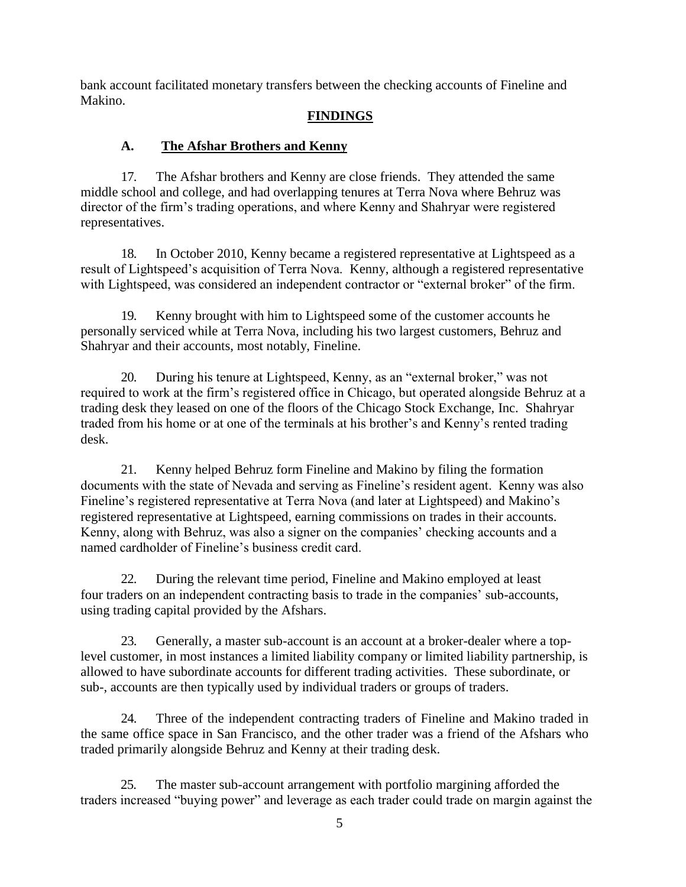bank account facilitated monetary transfers between the checking accounts of Fineline and Makino.

## FINDINGS

### A. The Afshar Brothers and Kenny

17. The Afshar brothers and Kenny are close friends. They attended the same middle school and college, and had overlapping tenures at Terra Nova where Behruz was director of the firm's trading operations, and where Kenny and Shahryar were registered representatives.

18. In October 2010, Kenny became a registered representative at Lightspeed as a result of Lightspeed's acquisition of Terra Nova. Kenny, although a registered representative with Lightspeed, was considered an independent contractor or "external broker" of the firm.

19. Kenny brought with him to Lightspeed some of the customer accounts he personally serviced while at Terra Nova, including his two largest customers, Behruz and Shahryar and their accounts, most notably, Fineline.

20. During his tenure at Lightspeed, Kenny, as an "external broker," was not required to work at the firm's registered office in Chicago, but operated alongside Behruz at a trading desk they leased on one of the floors of the Chicago Stock Exchange, Inc. Shahryar traded from his home or at one of the terminals at his brother's and Kenny's rented trading desk.

21. Kenny helped Behruz form Fineline and Makino by filing the formation documents with the state of Nevada and serving as Fineline's resident agent. Kenny was also Fineline's registered representative at Terra Nova (and later at Lightspeed) and Makino's registered representative at Lightspeed, earning commissions on trades in their accounts. Kenny, along with Behruz, was also a signer on the companies' checking accounts and a named cardholder of Fineline's business credit card.

22. During the relevant time period, Fineline and Makino employed at least four traders on an independent contracting basis to trade in the companies' sub-accounts, using trading capital provided by the Afshars.

23. Generally, a master sub-account is an account at a broker-dealer where a top-level customer, in most instances a limited liability company or limited liability partnership, is allowed to have subordinate accounts for different trading activities. These subordinate, or sub-, accounts are then typically used by individual traders or groups of traders.

24. Three of the independent contracting traders of Fineline and Makino traded in the same office space in San Francisco, and the other trader was a friend of the Afshars who traded primarily alongside Behruz and Kenny at their trading desk.

25. The master sub-account arrangement with portfolio margining afforded the traders increased "buying power" and leverage as each trader could trade on margin against the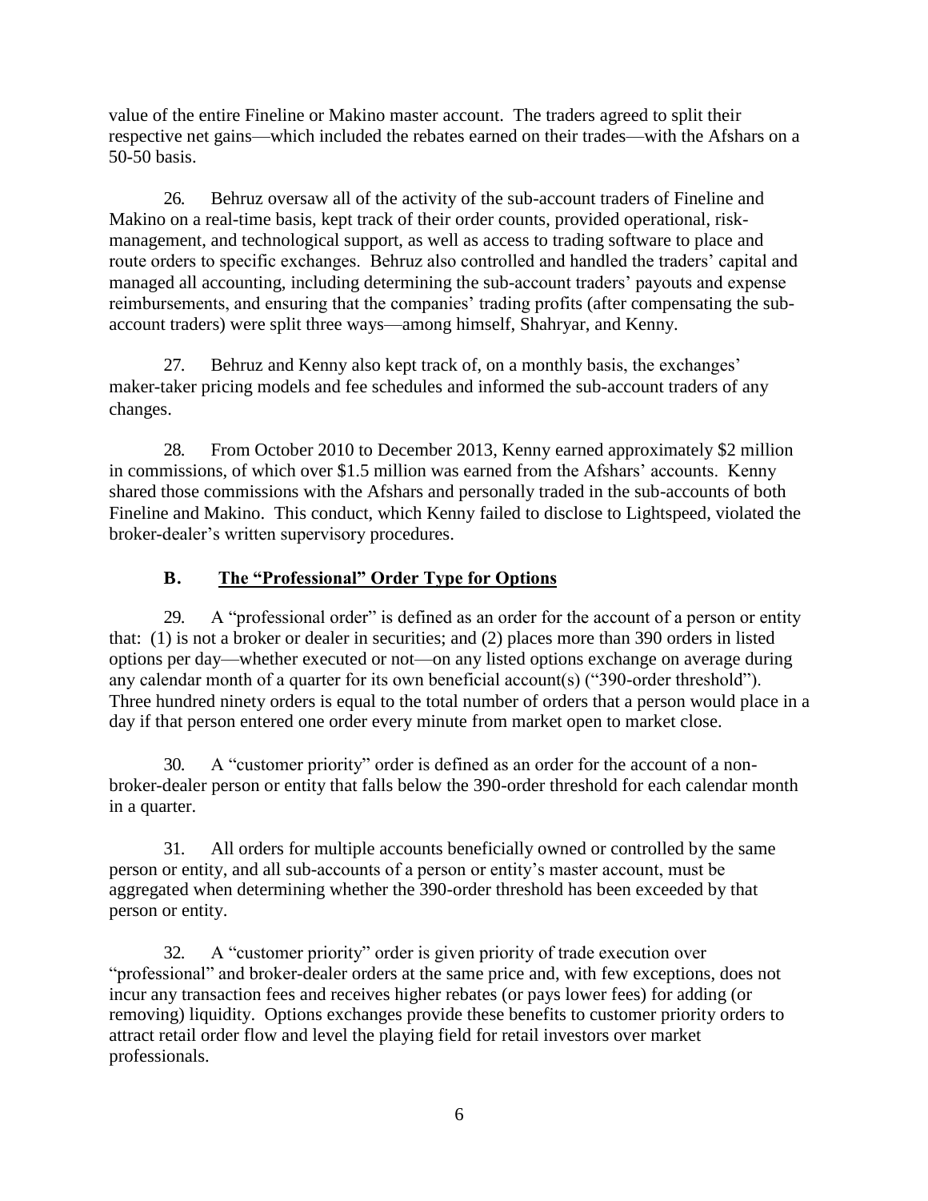value of the entire Fineline or Makino master account. The traders agreed to split their respective net gains—which included the rebates earned on their trades—with the Afshars on a 50-50 basis.

26. Behruz oversaw all of the activity of the sub-account traders of Fineline and Makino on a real-time basis, kept track of their order counts, provided operational, risk-management, and technological support, as well as access to trading software to place and route orders to specific exchanges. Behruz also controlled and handled the traders' capital and managed all accounting, including determining the sub-account traders' payouts and expense reimbursements, and ensuring that the companies' trading profits (after compensating the sub-account traders) were split three ways—among himself, Shahryar, and Kenny.

27. Behruz and Kenny also kept track of, on a monthly basis, the exchanges' maker-taker pricing models and fee schedules and informed the sub-account traders of any changes.

28. From October 2010 to December 2013, Kenny earned approximately $2 million in commissions, of which over $1.5 million was earned from the Afshars' accounts. Kenny shared those commissions with the Afshars and personally traded in the sub-accounts of both Fineline and Makino. This conduct, which Kenny failed to disclose to Lightspeed, violated the broker-dealer's written supervisory procedures.

## B. <u>The "Professional" Order Type for Options</u>

29. A "professional order" is defined as an order for the account of a person or entity that: (1) is not a broker or dealer in securities; and (2) places more than 390 orders in listed options per day—whether executed or not—on any listed options exchange on average during any calendar month of a quarter for its own beneficial account(s) ("390-order threshold"). Three hundred ninety orders is equal to the total number of orders that a person would place in a day if that person entered one order every minute from market open to market close.

30. A "customer priority" order is defined as an order for the account of a non-broker-dealer person or entity that falls below the 390-order threshold for each calendar month in a quarter.

31. All orders for multiple accounts beneficially owned or controlled by the same person or entity, and all sub-accounts of a person or entity's master account, must be aggregated when determining whether the 390-order threshold has been exceeded by that person or entity.

32. A "customer priority" order is given priority of trade execution over "professional" and broker-dealer orders at the same price and, with few exceptions, does not incur any transaction fees and receives higher rebates (or pays lower fees) for adding (or removing) liquidity. Options exchanges provide these benefits to customer priority orders to attract retail order flow and level the playing field for retail investors over market professionals.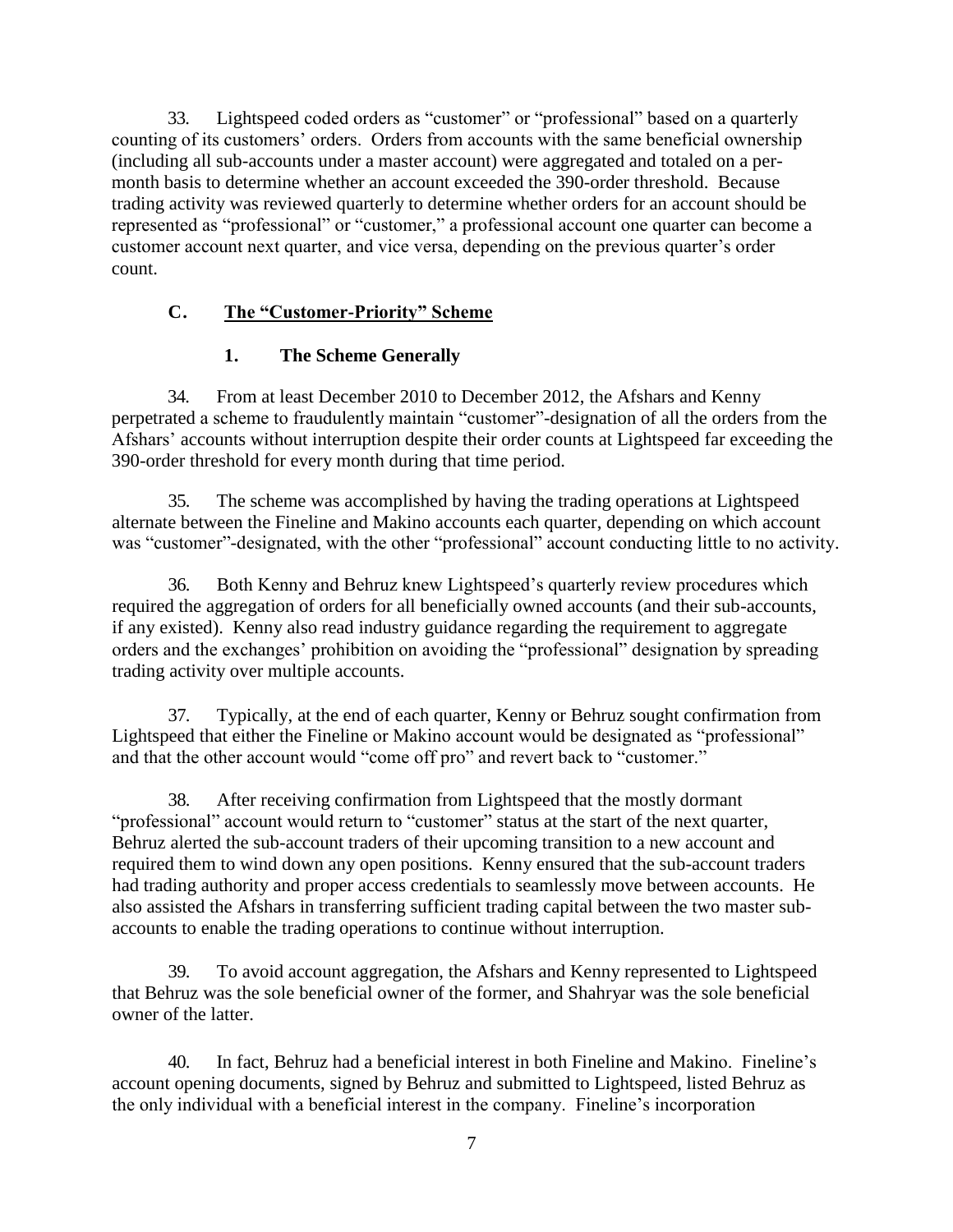33. Lightspeed coded orders as "customer" or "professional" based on a quarterly counting of its customers' orders. Orders from accounts with the same beneficial ownership (including all sub-accounts under a master account) were aggregated and totaled on a per-month basis to determine whether an account exceeded the 390-order threshold. Because trading activity was reviewed quarterly to determine whether orders for an account should be represented as "professional" or "customer," a professional account one quarter can become a customer account next quarter, and vice versa, depending on the previous quarter's order count.

## C. The "Customer-Priority" Scheme

### 1. The Scheme Generally

34. From at least December 2010 to December 2012, the Afshars and Kenny perpetrated a scheme to fraudulently maintain "customer"-designation of all the orders from the Afshars' accounts without interruption despite their order counts at Lightspeed far exceeding the 390-order threshold for every month during that time period.

35. The scheme was accomplished by having the trading operations at Lightspeed alternate between the Fineline and Makino accounts each quarter, depending on which account was "customer"-designated, with the other "professional" account conducting little to no activity.

36. Both Kenny and Behruz knew Lightspeed's quarterly review procedures which required the aggregation of orders for all beneficially owned accounts (and their sub-accounts, if any existed). Kenny also read industry guidance regarding the requirement to aggregate orders and the exchanges' prohibition on avoiding the "professional" designation by spreading trading activity over multiple accounts.

37. Typically, at the end of each quarter, Kenny or Behruz sought confirmation from Lightspeed that either the Fineline or Makino account would be designated as "professional" and that the other account would "come off pro" and revert back to "customer."

38. After receiving confirmation from Lightspeed that the mostly dormant "professional" account would return to "customer" status at the start of the next quarter, Behruz alerted the sub-account traders of their upcoming transition to a new account and required them to wind down any open positions. Kenny ensured that the sub-account traders had trading authority and proper access credentials to seamlessly move between accounts. He also assisted the Afshars in transferring sufficient trading capital between the two master sub-accounts to enable the trading operations to continue without interruption.

39. To avoid account aggregation, the Afshars and Kenny represented to Lightspeed that Behruz was the sole beneficial owner of the former, and Shahryar was the sole beneficial owner of the latter.

40. In fact, Behruz had a beneficial interest in both Fineline and Makino. Fineline's account opening documents, signed by Behruz and submitted to Lightspeed, listed Behruz as the only individual with a beneficial interest in the company. Fineline's incorporation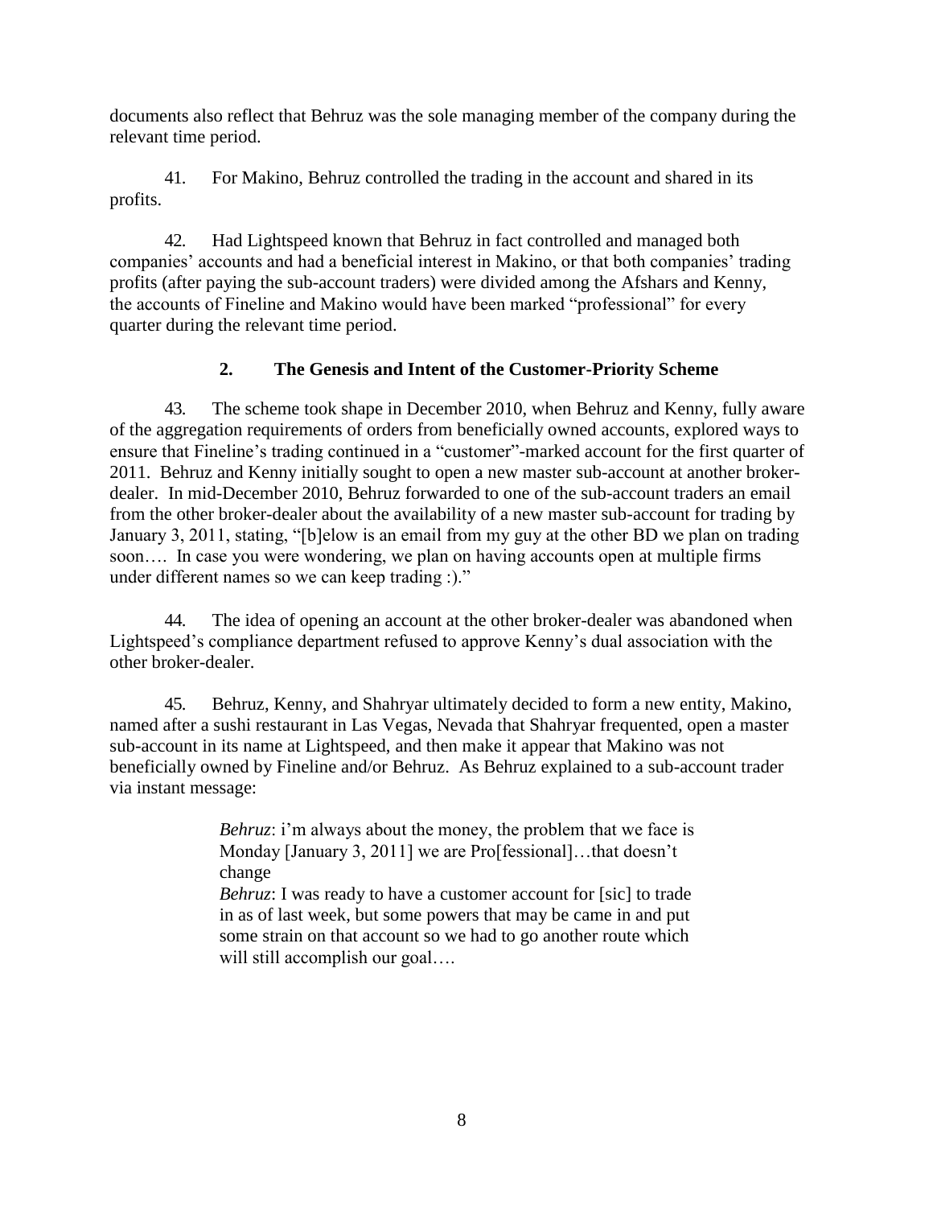documents also reflect that Behruz was the sole managing member of the company during the relevant time period.

41. For Makino, Behruz controlled the trading in the account and shared in its profits.

42. Had Lightspeed known that Behruz in fact controlled and managed both companies' accounts and had a beneficial interest in Makino, or that both companies' trading profits (after paying the sub-account traders) were divided among the Afshars and Kenny, the accounts of Fineline and Makino would have been marked "professional" for every quarter during the relevant time period.

### 2. The Genesis and Intent of the Customer-Priority Scheme

43. The scheme took shape in December 2010, when Behruz and Kenny, fully aware of the aggregation requirements of orders from beneficially owned accounts, explored ways to ensure that Fineline's trading continued in a "customer"-marked account for the first quarter of 2011. Behruz and Kenny initially sought to open a new master sub-account at another broker-dealer. In mid-December 2010, Behruz forwarded to one of the sub-account traders an email from the other broker-dealer about the availability of a new master sub-account for trading by January 3, 2011, stating, "[b]elow is an email from my guy at the other BD we plan on trading soon…. In case you were wondering, we plan on having accounts open at multiple firms under different names so we can keep trading :)."

44. The idea of opening an account at the other broker-dealer was abandoned when Lightspeed's compliance department refused to approve Kenny's dual association with the other broker-dealer.

45. Behruz, Kenny, and Shahryar ultimately decided to form a new entity, Makino, named after a sushi restaurant in Las Vegas, Nevada that Shahryar frequented, open a master sub-account in its name at Lightspeed, and then make it appear that Makino was not beneficially owned by Fineline and/or Behruz. As Behruz explained to a sub-account trader via instant message:

> *Behruz*: i'm always about the money, the problem that we face is Monday [January 3, 2011] we are Pro[fessional]…that doesn't change
> *Behruz*: I was ready to have a customer account for [sic] to trade in as of last week, but some powers that may be came in and put some strain on that account so we had to go another route which will still accomplish our goal….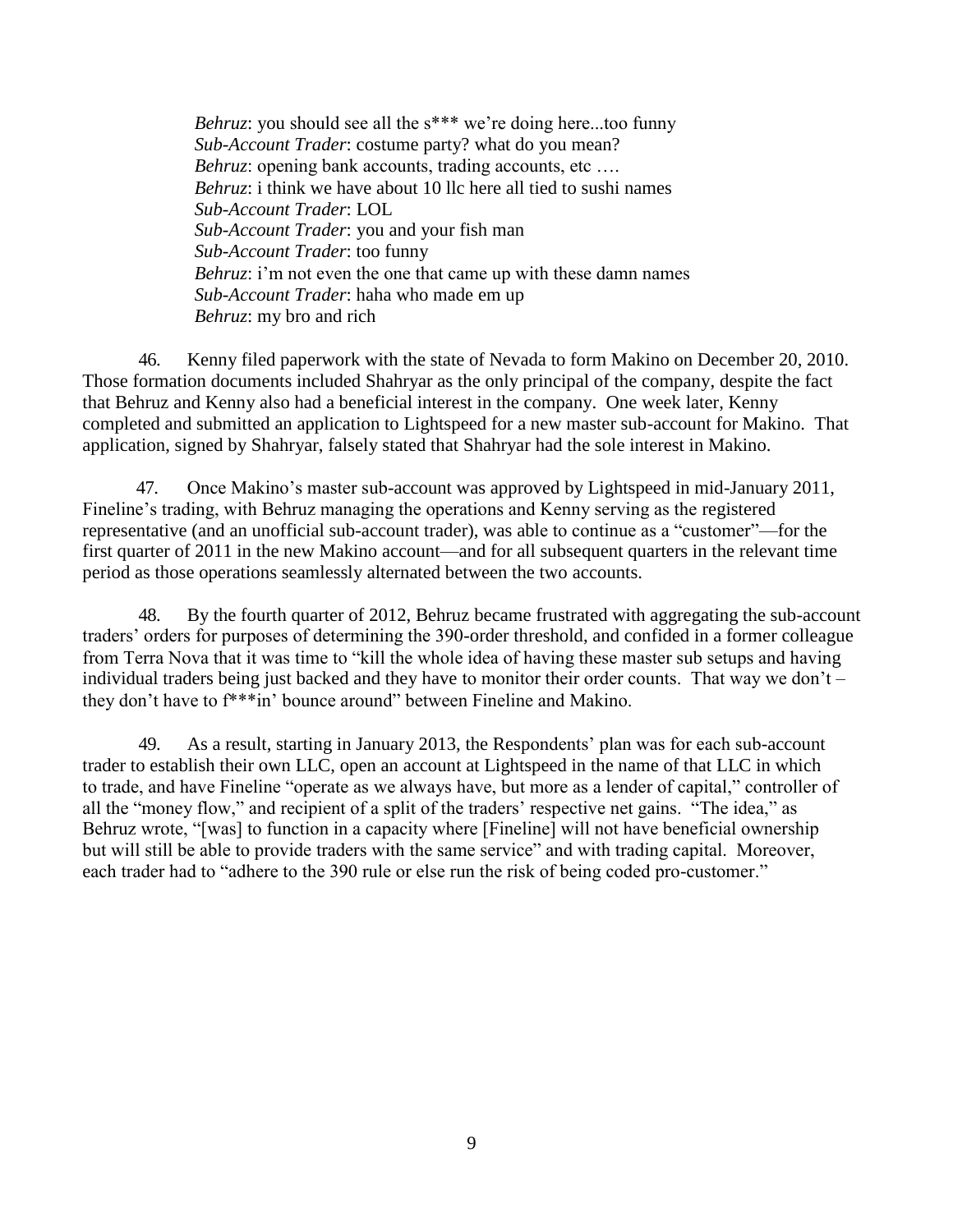> *Behruz*: you should see all the s*** we're doing here...too funny
> *Sub-Account Trader*: costume party? what do you mean?
> *Behruz*: opening bank accounts, trading accounts, etc ….
> *Behruz*: i think we have about 10 llc here all tied to sushi names
> *Sub-Account Trader*: LOL
> *Sub-Account Trader*: you and your fish man
> *Sub-Account Trader*: too funny
> *Behruz*: i'm not even the one that came up with these damn names
> *Sub-Account Trader*: haha who made em up
> *Behruz*: my bro and rich

46. Kenny filed paperwork with the state of Nevada to form Makino on December 20, 2010. Those formation documents included Shahryar as the only principal of the company, despite the fact that Behruz and Kenny also had a beneficial interest in the company. One week later, Kenny completed and submitted an application to Lightspeed for a new master sub-account for Makino. That application, signed by Shahryar, falsely stated that Shahryar had the sole interest in Makino.

47. Once Makino's master sub-account was approved by Lightspeed in mid-January 2011, Fineline's trading, with Behruz managing the operations and Kenny serving as the registered representative (and an unofficial sub-account trader), was able to continue as a "customer"—for the first quarter of 2011 in the new Makino account—and for all subsequent quarters in the relevant time period as those operations seamlessly alternated between the two accounts.

48. By the fourth quarter of 2012, Behruz became frustrated with aggregating the sub-account traders' orders for purposes of determining the 390-order threshold, and confided in a former colleague from Terra Nova that it was time to "kill the whole idea of having these master sub setups and having individual traders being just backed and they have to monitor their order counts. That way we don't – they don't have to f***in' bounce around" between Fineline and Makino.

49. As a result, starting in January 2013, the Respondents' plan was for each sub-account trader to establish their own LLC, open an account at Lightspeed in the name of that LLC in which to trade, and have Fineline "operate as we always have, but more as a lender of capital," controller of all the "money flow," and recipient of a split of the traders' respective net gains. "The idea," as Behruz wrote, "[was] to function in a capacity where [Fineline] will not have beneficial ownership but will still be able to provide traders with the same service" and with trading capital. Moreover, each trader had to "adhere to the 390 rule or else run the risk of being coded pro-customer."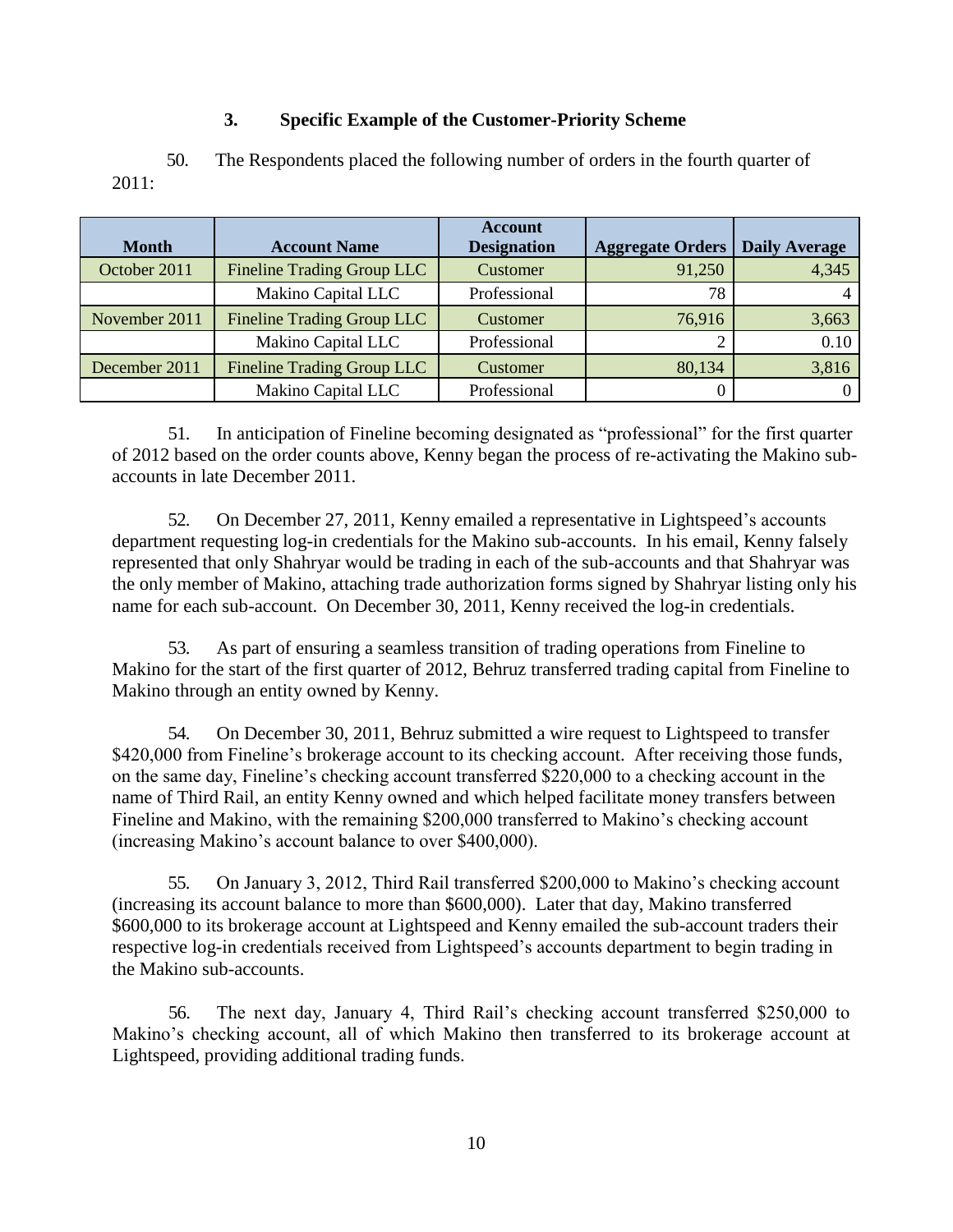### 3. Specific Example of the Customer-Priority Scheme

50. The Respondents placed the following number of orders in the fourth quarter of 2011:

| Month | Account Name | Account Designation | Aggregate Orders | Daily Average |
|---|---|---|---|---|
| October 2011 | Fineline Trading Group LLC | Customer | 91,250 | 4,345 |
| | Makino Capital LLC | Professional | 78 | 4 |
| November 2011 | Fineline Trading Group LLC | Customer | 76,916 | 3,663 |
| | Makino Capital LLC | Professional | 2 | 0.10 |
| December 2011 | Fineline Trading Group LLC | Customer | 80,134 | 3,816 |
| | Makino Capital LLC | Professional | 0 | 0 |

51. In anticipation of Fineline becoming designated as "professional" for the first quarter of 2012 based on the order counts above, Kenny began the process of re-activating the Makino sub-accounts in late December 2011.

52. On December 27, 2011, Kenny emailed a representative in Lightspeed's accounts department requesting log-in credentials for the Makino sub-accounts. In his email, Kenny falsely represented that only Shahryar would be trading in each of the sub-accounts and that Shahryar was the only member of Makino, attaching trade authorization forms signed by Shahryar listing only his name for each sub-account. On December 30, 2011, Kenny received the log-in credentials.

53. As part of ensuring a seamless transition of trading operations from Fineline to Makino for the start of the first quarter of 2012, Behruz transferred trading capital from Fineline to Makino through an entity owned by Kenny.

54. On December 30, 2011, Behruz submitted a wire request to Lightspeed to transfer $420,000 from Fineline's brokerage account to its checking account. After receiving those funds, on the same day, Fineline's checking account transferred $220,000 to a checking account in the name of Third Rail, an entity Kenny owned and which helped facilitate money transfers between Fineline and Makino, with the remaining $200,000 transferred to Makino's checking account (increasing Makino's account balance to over $400,000).

55. On January 3, 2012, Third Rail transferred $200,000 to Makino's checking account (increasing its account balance to more than $600,000). Later that day, Makino transferred $600,000 to its brokerage account at Lightspeed and Kenny emailed the sub-account traders their respective log-in credentials received from Lightspeed's accounts department to begin trading in the Makino sub-accounts.

56. The next day, January 4, Third Rail's checking account transferred $250,000 to Makino's checking account, all of which Makino then transferred to its brokerage account at Lightspeed, providing additional trading funds.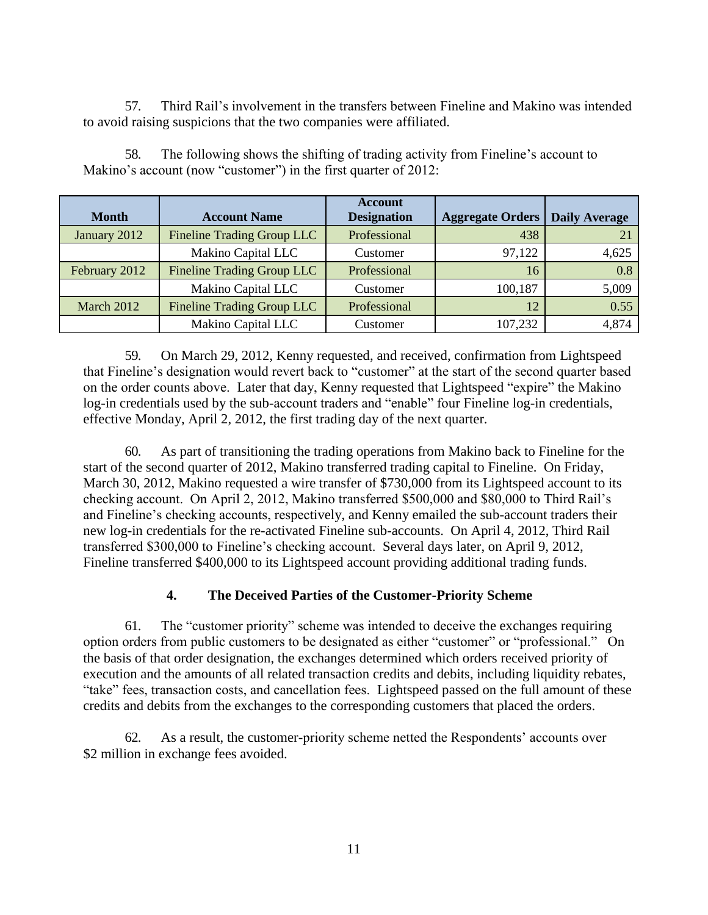57. Third Rail's involvement in the transfers between Fineline and Makino was intended to avoid raising suspicions that the two companies were affiliated.

58. The following shows the shifting of trading activity from Fineline's account to Makino's account (now "customer") in the first quarter of 2012:

| Month | Account Name | Account Designation | Aggregate Orders | Daily Average |
|---|---|---|---|---|
| January 2012 | Fineline Trading Group LLC | Professional | 438 | 21 |
| | Makino Capital LLC | Customer | 97,122 | 4,625 |
| February 2012 | Fineline Trading Group LLC | Professional | 16 | 0.8 |
| | Makino Capital LLC | Customer | 100,187 | 5,009 |
| March 2012 | Fineline Trading Group LLC | Professional | 12 | 0.55 |
| | Makino Capital LLC | Customer | 107,232 | 4,874 |

59. On March 29, 2012, Kenny requested, and received, confirmation from Lightspeed that Fineline's designation would revert back to "customer" at the start of the second quarter based on the order counts above. Later that day, Kenny requested that Lightspeed "expire" the Makino log-in credentials used by the sub-account traders and "enable" four Fineline log-in credentials, effective Monday, April 2, 2012, the first trading day of the next quarter.

60. As part of transitioning the trading operations from Makino back to Fineline for the start of the second quarter of 2012, Makino transferred trading capital to Fineline. On Friday, March 30, 2012, Makino requested a wire transfer of $730,000 from its Lightspeed account to its checking account. On April 2, 2012, Makino transferred $500,000 and $80,000 to Third Rail's and Fineline's checking accounts, respectively, and Kenny emailed the sub-account traders their new log-in credentials for the re-activated Fineline sub-accounts. On April 4, 2012, Third Rail transferred $300,000 to Fineline's checking account. Several days later, on April 9, 2012, Fineline transferred $400,000 to its Lightspeed account providing additional trading funds.

### 4. The Deceived Parties of the Customer-Priority Scheme

61. The "customer priority" scheme was intended to deceive the exchanges requiring option orders from public customers to be designated as either "customer" or "professional." On the basis of that order designation, the exchanges determined which orders received priority of execution and the amounts of all related transaction credits and debits, including liquidity rebates, "take" fees, transaction costs, and cancellation fees. Lightspeed passed on the full amount of these credits and debits from the exchanges to the corresponding customers that placed the orders.

62. As a result, the customer-priority scheme netted the Respondents' accounts over $2 million in exchange fees avoided.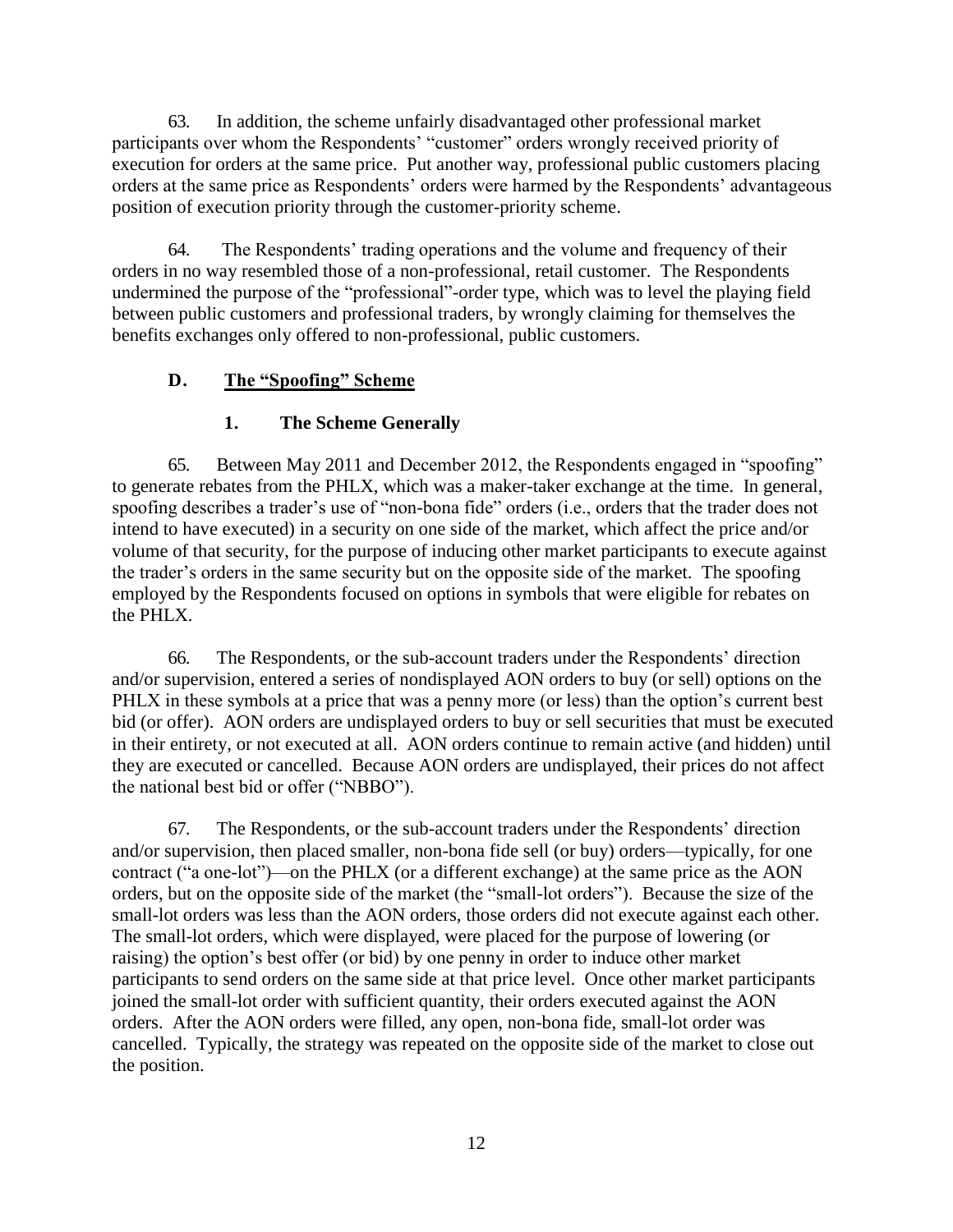63. In addition, the scheme unfairly disadvantaged other professional market participants over whom the Respondents' "customer" orders wrongly received priority of execution for orders at the same price. Put another way, professional public customers placing orders at the same price as Respondents' orders were harmed by the Respondents' advantageous position of execution priority through the customer-priority scheme.

64. The Respondents' trading operations and the volume and frequency of their orders in no way resembled those of a non-professional, retail customer. The Respondents undermined the purpose of the "professional"-order type, which was to level the playing field between public customers and professional traders, by wrongly claiming for themselves the benefits exchanges only offered to non-professional, public customers.

## D. The "Spoofing" Scheme

### 1. The Scheme Generally

65. Between May 2011 and December 2012, the Respondents engaged in "spoofing" to generate rebates from the PHLX, which was a maker-taker exchange at the time. In general, spoofing describes a trader's use of "non-bona fide" orders (i.e., orders that the trader does not intend to have executed) in a security on one side of the market, which affect the price and/or volume of that security, for the purpose of inducing other market participants to execute against the trader's orders in the same security but on the opposite side of the market. The spoofing employed by the Respondents focused on options in symbols that were eligible for rebates on the PHLX.

66. The Respondents, or the sub-account traders under the Respondents' direction and/or supervision, entered a series of nondisplayed AON orders to buy (or sell) options on the PHLX in these symbols at a price that was a penny more (or less) than the option's current best bid (or offer). AON orders are undisplayed orders to buy or sell securities that must be executed in their entirety, or not executed at all. AON orders continue to remain active (and hidden) until they are executed or cancelled. Because AON orders are undisplayed, their prices do not affect the national best bid or offer ("NBBO").

67. The Respondents, or the sub-account traders under the Respondents' direction and/or supervision, then placed smaller, non-bona fide sell (or buy) orders—typically, for one contract ("a one-lot")—on the PHLX (or a different exchange) at the same price as the AON orders, but on the opposite side of the market (the "small-lot orders"). Because the size of the small-lot orders was less than the AON orders, those orders did not execute against each other. The small-lot orders, which were displayed, were placed for the purpose of lowering (or raising) the option's best offer (or bid) by one penny in order to induce other market participants to send orders on the same side at that price level. Once other market participants joined the small-lot order with sufficient quantity, their orders executed against the AON orders. After the AON orders were filled, any open, non-bona fide, small-lot order was cancelled. Typically, the strategy was repeated on the opposite side of the market to close out the position.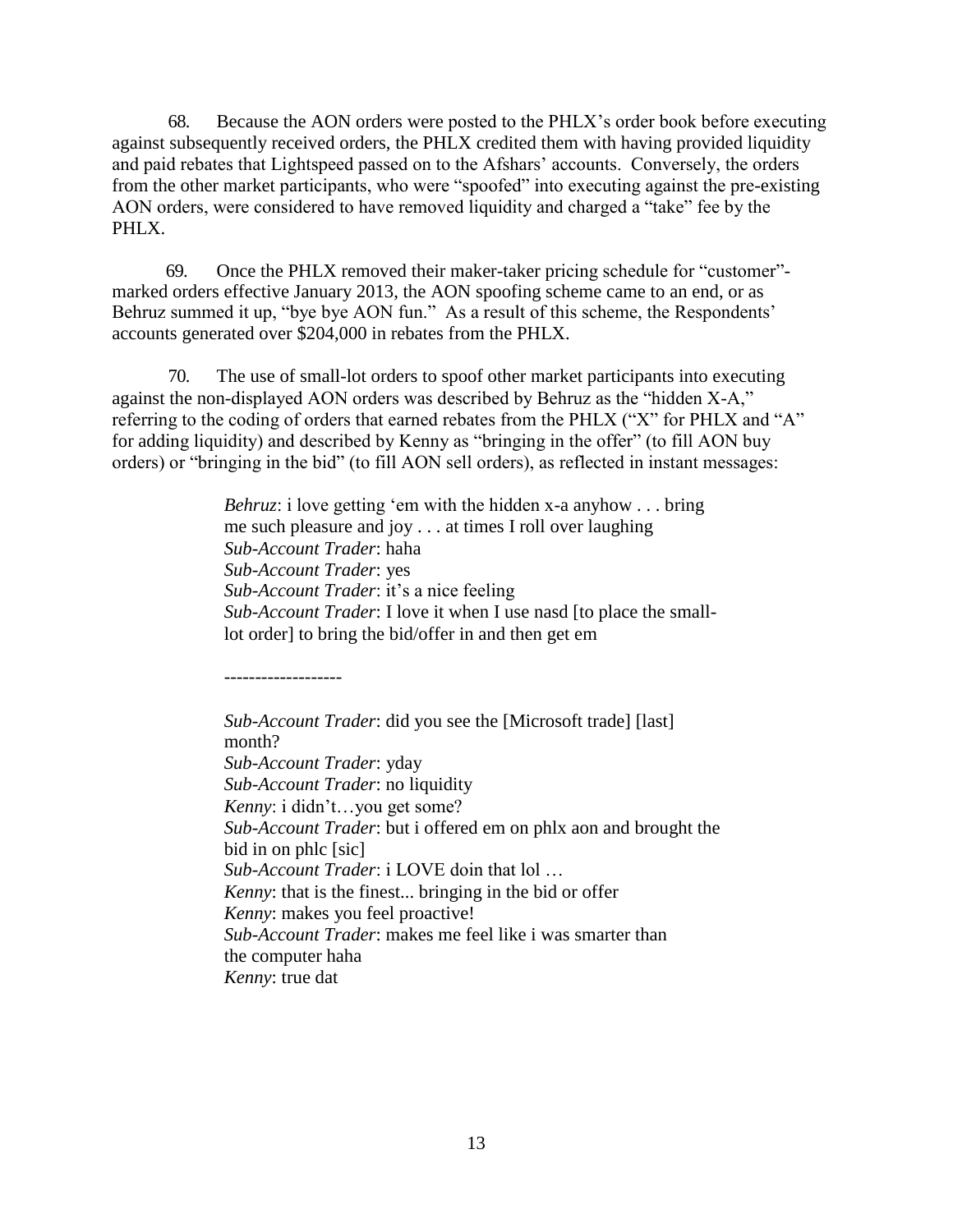68. Because the AON orders were posted to the PHLX's order book before executing against subsequently received orders, the PHLX credited them with having provided liquidity and paid rebates that Lightspeed passed on to the Afshars' accounts. Conversely, the orders from the other market participants, who were "spoofed" into executing against the pre-existing AON orders, were considered to have removed liquidity and charged a "take" fee by the PHLX.

69. Once the PHLX removed their maker-taker pricing schedule for "customer"-marked orders effective January 2013, the AON spoofing scheme came to an end, or as Behruz summed it up, "bye bye AON fun." As a result of this scheme, the Respondents' accounts generated over $204,000 in rebates from the PHLX.

70. The use of small-lot orders to spoof other market participants into executing against the non-displayed AON orders was described by Behruz as the "hidden X-A," referring to the coding of orders that earned rebates from the PHLX ("X" for PHLX and "A" for adding liquidity) and described by Kenny as "bringing in the offer" (to fill AON buy orders) or "bringing in the bid" (to fill AON sell orders), as reflected in instant messages:

> *Behruz*: i love getting 'em with the hidden x-a anyhow . . . bring me such pleasure and joy . . . at times I roll over laughing
> *Sub-Account Trader*: haha
> *Sub-Account Trader*: yes
> *Sub-Account Trader*: it's a nice feeling
> *Sub-Account Trader*: I love it when I use nasd [to place the small-lot order] to bring the bid/offer in and then get em
>
> -------------------
>
> *Sub-Account Trader*: did you see the [Microsoft trade] [last] month?
> *Sub-Account Trader*: yday
> *Sub-Account Trader*: no liquidity
> *Kenny*: i didn't…you get some?
> *Sub-Account Trader*: but i offered em on phlx aon and brought the bid in on phlc [sic]
> *Sub-Account Trader*: i LOVE doin that lol …
> *Kenny*: that is the finest... bringing in the bid or offer
> *Kenny*: makes you feel proactive!
> *Sub-Account Trader*: makes me feel like i was smarter than the computer haha
> *Kenny*: true dat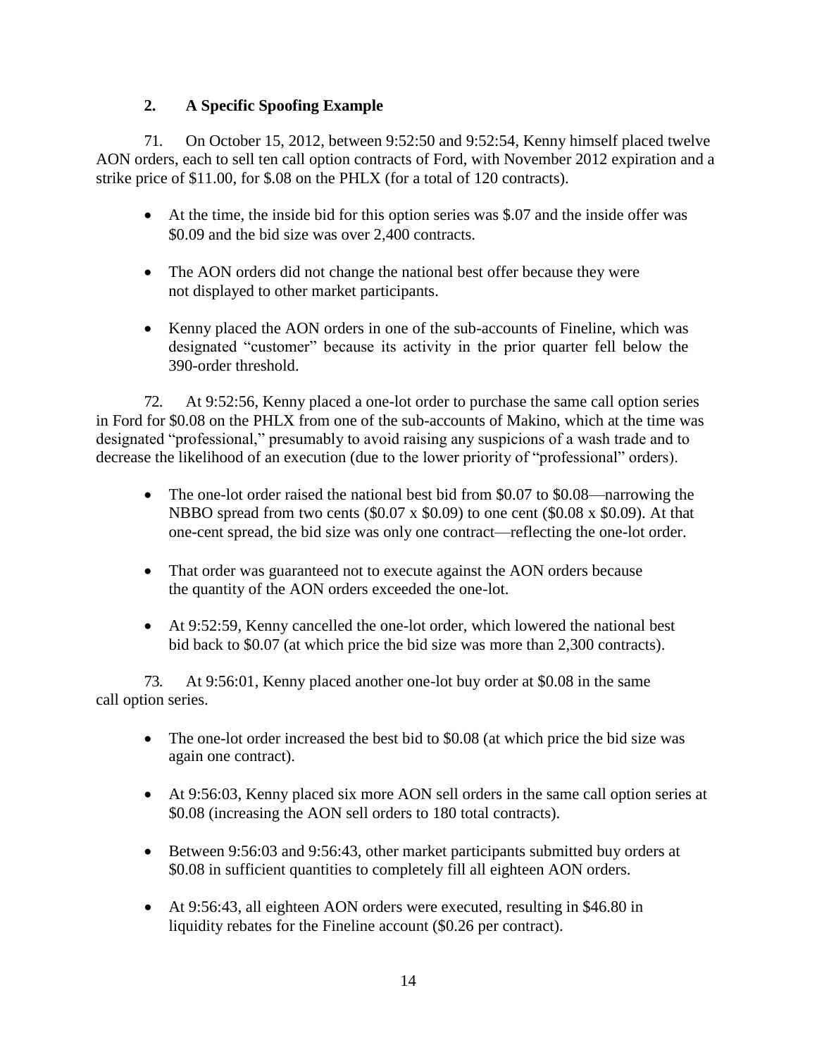### 2. A Specific Spoofing Example

71. On October 15, 2012, between 9:52:50 and 9:52:54, Kenny himself placed twelve AON orders, each to sell ten call option contracts of Ford, with November 2012 expiration and a strike price of $11.00, for $.08 on the PHLX (for a total of 120 contracts).

- At the time, the inside bid for this option series was $.07 and the inside offer was $0.09 and the bid size was over 2,400 contracts.
- The AON orders did not change the national best offer because they were not displayed to other market participants.
- Kenny placed the AON orders in one of the sub-accounts of Fineline, which was designated "customer" because its activity in the prior quarter fell below the 390-order threshold.

72. At 9:52:56, Kenny placed a one-lot order to purchase the same call option series in Ford for $0.08 on the PHLX from one of the sub-accounts of Makino, which at the time was designated "professional," presumably to avoid raising any suspicions of a wash trade and to decrease the likelihood of an execution (due to the lower priority of "professional" orders).

- The one-lot order raised the national best bid from $0.07 to $0.08—narrowing the NBBO spread from two cents ($0.07 x $0.09) to one cent ($0.08 x $0.09). At that one-cent spread, the bid size was only one contract—reflecting the one-lot order.
- That order was guaranteed not to execute against the AON orders because the quantity of the AON orders exceeded the one-lot.
- At 9:52:59, Kenny cancelled the one-lot order, which lowered the national best bid back to $0.07 (at which price the bid size was more than 2,300 contracts).

73. At 9:56:01, Kenny placed another one-lot buy order at $0.08 in the same call option series.

- The one-lot order increased the best bid to $0.08 (at which price the bid size was again one contract).
- At 9:56:03, Kenny placed six more AON sell orders in the same call option series at $0.08 (increasing the AON sell orders to 180 total contracts).
- Between 9:56:03 and 9:56:43, other market participants submitted buy orders at $0.08 in sufficient quantities to completely fill all eighteen AON orders.
- At 9:56:43, all eighteen AON orders were executed, resulting in $46.80 in liquidity rebates for the Fineline account ($0.26 per contract).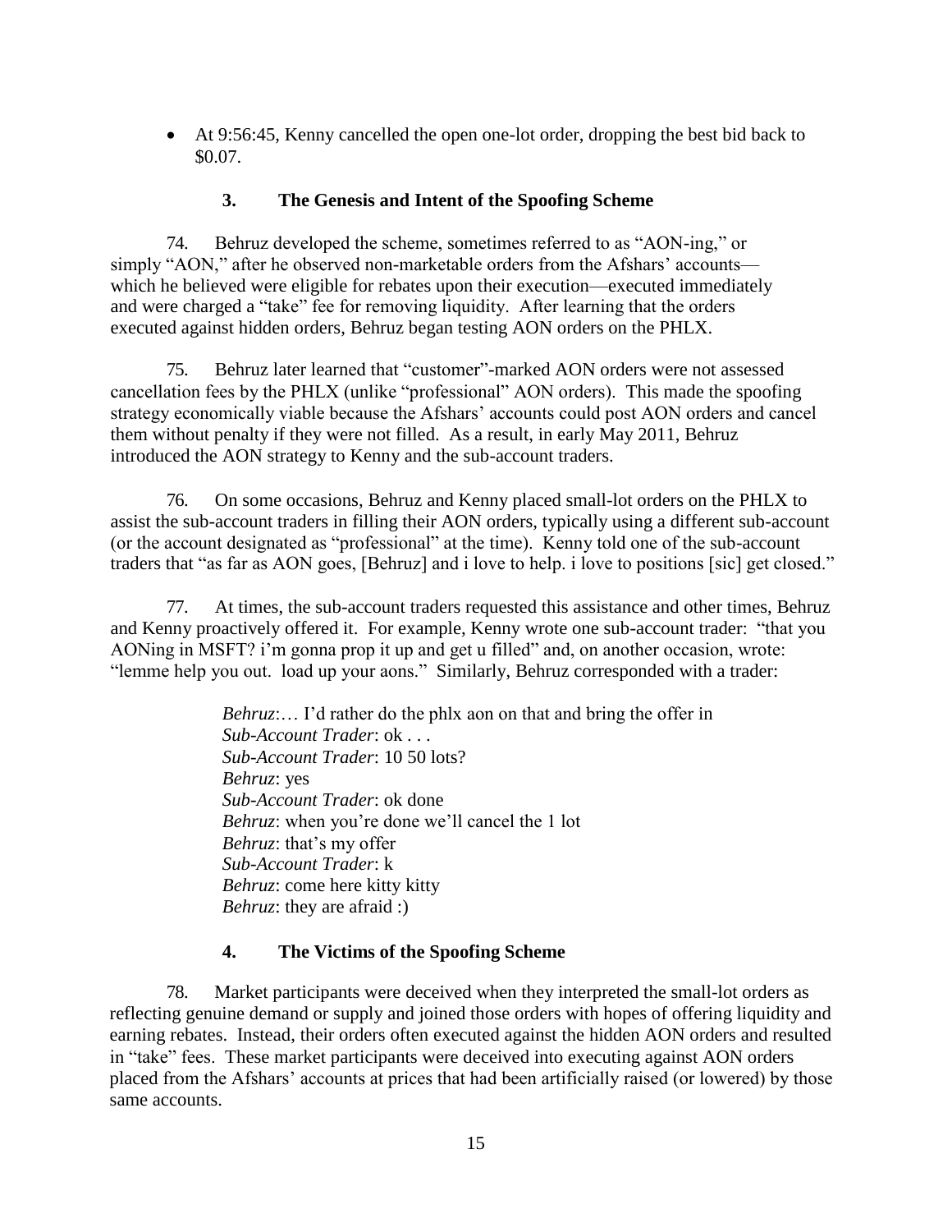- At 9:56:45, Kenny cancelled the open one-lot order, dropping the best bid back to $0.07.

### 3. The Genesis and Intent of the Spoofing Scheme

74. Behruz developed the scheme, sometimes referred to as "AON-ing," or simply "AON," after he observed non-marketable orders from the Afshars' accounts—which he believed were eligible for rebates upon their execution—executed immediately and were charged a "take" fee for removing liquidity. After learning that the orders executed against hidden orders, Behruz began testing AON orders on the PHLX.

75. Behruz later learned that "customer"-marked AON orders were not assessed cancellation fees by the PHLX (unlike "professional" AON orders). This made the spoofing strategy economically viable because the Afshars' accounts could post AON orders and cancel them without penalty if they were not filled. As a result, in early May 2011, Behruz introduced the AON strategy to Kenny and the sub-account traders.

76. On some occasions, Behruz and Kenny placed small-lot orders on the PHLX to assist the sub-account traders in filling their AON orders, typically using a different sub-account (or the account designated as "professional" at the time). Kenny told one of the sub-account traders that "as far as AON goes, [Behruz] and i love to help. i love to positions [sic] get closed."

77. At times, the sub-account traders requested this assistance and other times, Behruz and Kenny proactively offered it. For example, Kenny wrote one sub-account trader: "that you AONing in MSFT? i'm gonna prop it up and get u filled" and, on another occasion, wrote: "lemme help you out. load up your aons." Similarly, Behruz corresponded with a trader:

> *Behruz*:… I'd rather do the phlx aon on that and bring the offer in
> *Sub-Account Trader*: ok . . .
> *Sub-Account Trader*: 10 50 lots?
> *Behruz*: yes
> *Sub-Account Trader*: ok done
> *Behruz*: when you're done we'll cancel the 1 lot
> *Behruz*: that's my offer
> *Sub-Account Trader*: k
> *Behruz*: come here kitty kitty
> *Behruz*: they are afraid :)

### 4. The Victims of the Spoofing Scheme

78. Market participants were deceived when they interpreted the small-lot orders as reflecting genuine demand or supply and joined those orders with hopes of offering liquidity and earning rebates. Instead, their orders often executed against the hidden AON orders and resulted in "take" fees. These market participants were deceived into executing against AON orders placed from the Afshars' accounts at prices that had been artificially raised (or lowered) by those same accounts.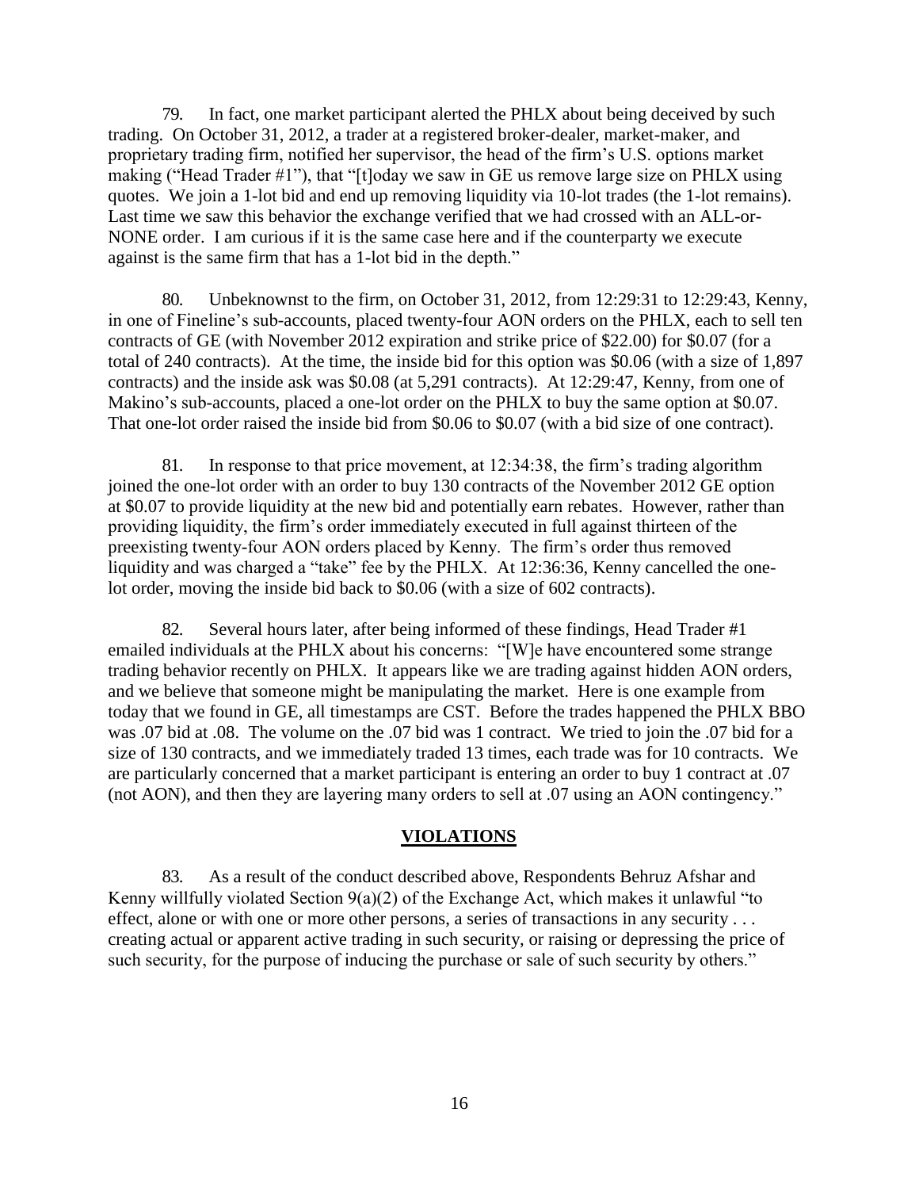79. In fact, one market participant alerted the PHLX about being deceived by such trading. On October 31, 2012, a trader at a registered broker-dealer, market-maker, and proprietary trading firm, notified her supervisor, the head of the firm's U.S. options market making ("Head Trader #1"), that "[t]oday we saw in GE us remove large size on PHLX using quotes. We join a 1-lot bid and end up removing liquidity via 10-lot trades (the 1-lot remains). Last time we saw this behavior the exchange verified that we had crossed with an ALL-or-NONE order. I am curious if it is the same case here and if the counterparty we execute against is the same firm that has a 1-lot bid in the depth."

80. Unbeknownst to the firm, on October 31, 2012, from 12:29:31 to 12:29:43, Kenny, in one of Fineline's sub-accounts, placed twenty-four AON orders on the PHLX, each to sell ten contracts of GE (with November 2012 expiration and strike price of $22.00) for $0.07 (for a total of 240 contracts). At the time, the inside bid for this option was $0.06 (with a size of 1,897 contracts) and the inside ask was $0.08 (at 5,291 contracts). At 12:29:47, Kenny, from one of Makino's sub-accounts, placed a one-lot order on the PHLX to buy the same option at $0.07. That one-lot order raised the inside bid from $0.06 to $0.07 (with a bid size of one contract).

81. In response to that price movement, at 12:34:38, the firm's trading algorithm joined the one-lot order with an order to buy 130 contracts of the November 2012 GE option at $0.07 to provide liquidity at the new bid and potentially earn rebates. However, rather than providing liquidity, the firm's order immediately executed in full against thirteen of the preexisting twenty-four AON orders placed by Kenny. The firm's order thus removed liquidity and was charged a "take" fee by the PHLX. At 12:36:36, Kenny cancelled the one-lot order, moving the inside bid back to $0.06 (with a size of 602 contracts).

82. Several hours later, after being informed of these findings, Head Trader #1 emailed individuals at the PHLX about his concerns: "[W]e have encountered some strange trading behavior recently on PHLX. It appears like we are trading against hidden AON orders, and we believe that someone might be manipulating the market. Here is one example from today that we found in GE, all timestamps are CST. Before the trades happened the PHLX BBO was .07 bid at .08. The volume on the .07 bid was 1 contract. We tried to join the .07 bid for a size of 130 contracts, and we immediately traded 13 times, each trade was for 10 contracts. We are particularly concerned that a market participant is entering an order to buy 1 contract at .07 (not AON), and then they are layering many orders to sell at .07 using an AON contingency."

## VIOLATIONS

83. As a result of the conduct described above, Respondents Behruz Afshar and Kenny willfully violated Section 9(a)(2) of the Exchange Act, which makes it unlawful "to effect, alone or with one or more other persons, a series of transactions in any security . . . creating actual or apparent active trading in such security, or raising or depressing the price of such security, for the purpose of inducing the purchase or sale of such security by others."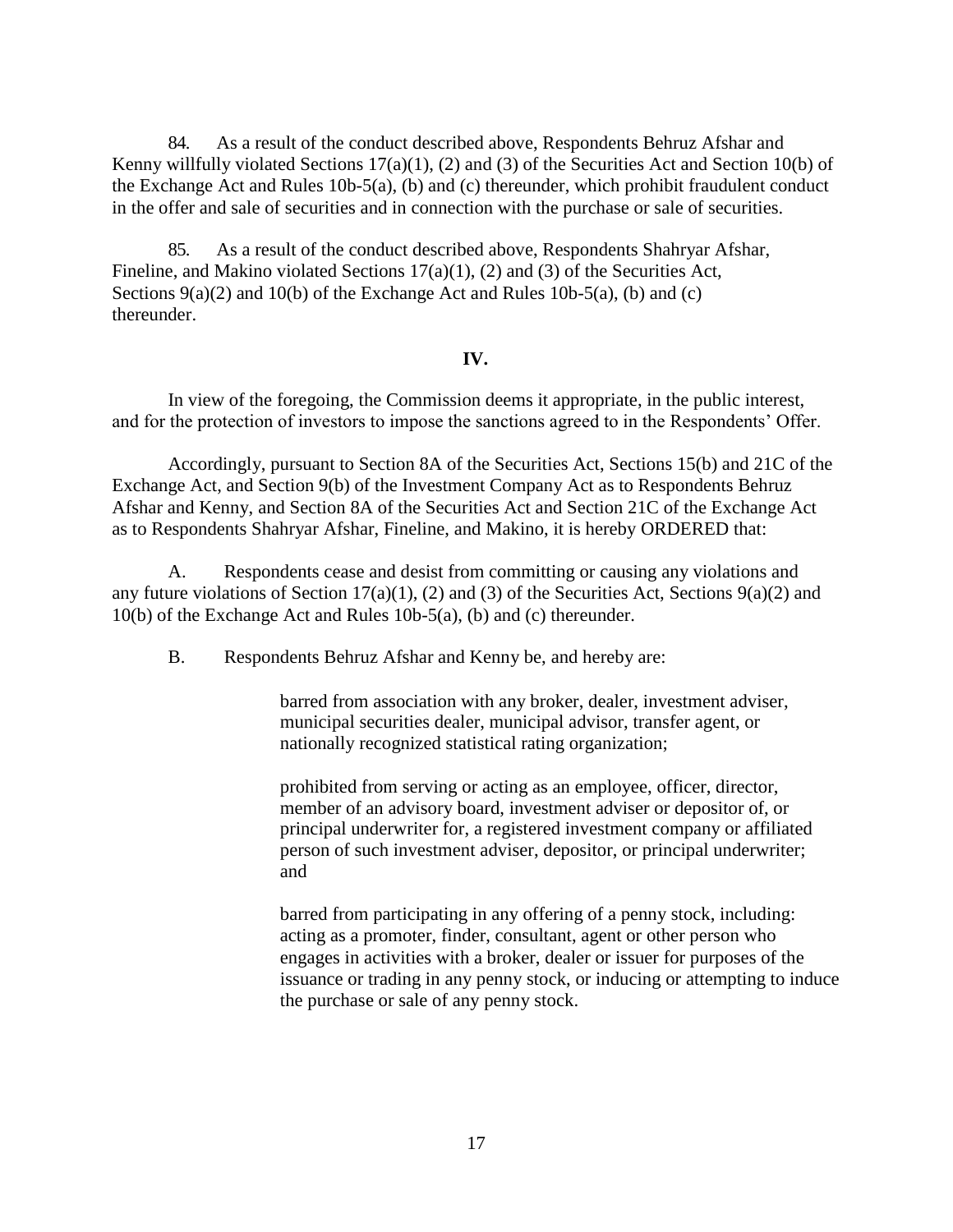84. As a result of the conduct described above, Respondents Behruz Afshar and Kenny willfully violated Sections 17(a)(1), (2) and (3) of the Securities Act and Section 10(b) of the Exchange Act and Rules 10b-5(a), (b) and (c) thereunder, which prohibit fraudulent conduct in the offer and sale of securities and in connection with the purchase or sale of securities.

85. As a result of the conduct described above, Respondents Shahryar Afshar, Fineline, and Makino violated Sections 17(a)(1), (2) and (3) of the Securities Act, Sections 9(a)(2) and 10(b) of the Exchange Act and Rules 10b-5(a), (b) and (c) thereunder.

**IV.**

In view of the foregoing, the Commission deems it appropriate, in the public interest, and for the protection of investors to impose the sanctions agreed to in the Respondents' Offer.

Accordingly, pursuant to Section 8A of the Securities Act, Sections 15(b) and 21C of the Exchange Act, and Section 9(b) of the Investment Company Act as to Respondents Behruz Afshar and Kenny, and Section 8A of the Securities Act and Section 21C of the Exchange Act as to Respondents Shahryar Afshar, Fineline, and Makino, it is hereby ORDERED that:

A. Respondents cease and desist from committing or causing any violations and any future violations of Section 17(a)(1), (2) and (3) of the Securities Act, Sections 9(a)(2) and 10(b) of the Exchange Act and Rules 10b-5(a), (b) and (c) thereunder.

B. Respondents Behruz Afshar and Kenny be, and hereby are:

> barred from association with any broker, dealer, investment adviser, municipal securities dealer, municipal advisor, transfer agent, or nationally recognized statistical rating organization;
>
> prohibited from serving or acting as an employee, officer, director, member of an advisory board, investment adviser or depositor of, or principal underwriter for, a registered investment company or affiliated person of such investment adviser, depositor, or principal underwriter; and
>
> barred from participating in any offering of a penny stock, including: acting as a promoter, finder, consultant, agent or other person who engages in activities with a broker, dealer or issuer for purposes of the issuance or trading in any penny stock, or inducing or attempting to induce the purchase or sale of any penny stock.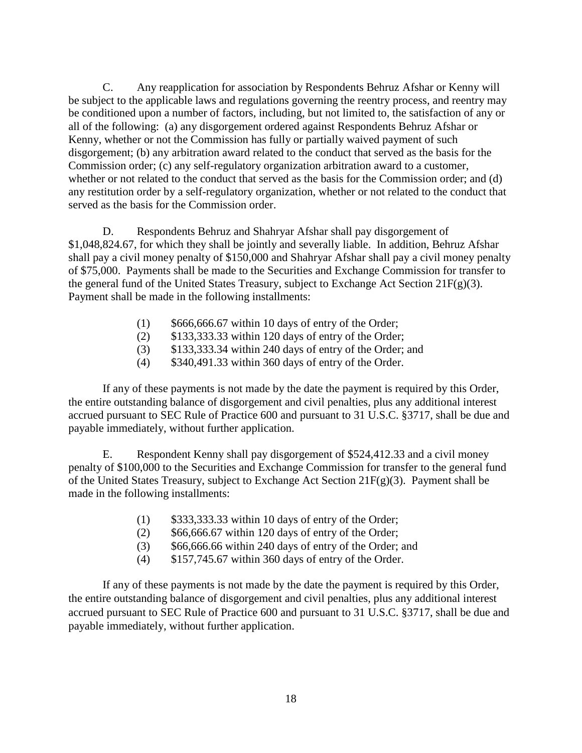C. Any reapplication for association by Respondents Behruz Afshar or Kenny will be subject to the applicable laws and regulations governing the reentry process, and reentry may be conditioned upon a number of factors, including, but not limited to, the satisfaction of any or all of the following: (a) any disgorgement ordered against Respondents Behruz Afshar or Kenny, whether or not the Commission has fully or partially waived payment of such disgorgement; (b) any arbitration award related to the conduct that served as the basis for the Commission order; (c) any self-regulatory organization arbitration award to a customer, whether or not related to the conduct that served as the basis for the Commission order; and (d) any restitution order by a self-regulatory organization, whether or not related to the conduct that served as the basis for the Commission order.

D. Respondents Behruz and Shahryar Afshar shall pay disgorgement of $1,048,824.67, for which they shall be jointly and severally liable. In addition, Behruz Afshar shall pay a civil money penalty of $150,000 and Shahryar Afshar shall pay a civil money penalty of $75,000. Payments shall be made to the Securities and Exchange Commission for transfer to the general fund of the United States Treasury, subject to Exchange Act Section 21F(g)(3). Payment shall be made in the following installments:

(1) $666,666.67 within 10 days of entry of the Order;
(2) $133,333.33 within 120 days of entry of the Order;
(3) $133,333.34 within 240 days of entry of the Order; and
(4) $340,491.33 within 360 days of entry of the Order.

If any of these payments is not made by the date the payment is required by this Order, the entire outstanding balance of disgorgement and civil penalties, plus any additional interest accrued pursuant to SEC Rule of Practice 600 and pursuant to 31 U.S.C. §3717, shall be due and payable immediately, without further application.

E. Respondent Kenny shall pay disgorgement of $524,412.33 and a civil money penalty of $100,000 to the Securities and Exchange Commission for transfer to the general fund of the United States Treasury, subject to Exchange Act Section 21F(g)(3). Payment shall be made in the following installments:

(1) $333,333.33 within 10 days of entry of the Order;
(2) $66,666.67 within 120 days of entry of the Order;
(3) $66,666.66 within 240 days of entry of the Order; and
(4) $157,745.67 within 360 days of entry of the Order.

If any of these payments is not made by the date the payment is required by this Order, the entire outstanding balance of disgorgement and civil penalties, plus any additional interest accrued pursuant to SEC Rule of Practice 600 and pursuant to 31 U.S.C. §3717, shall be due and payable immediately, without further application.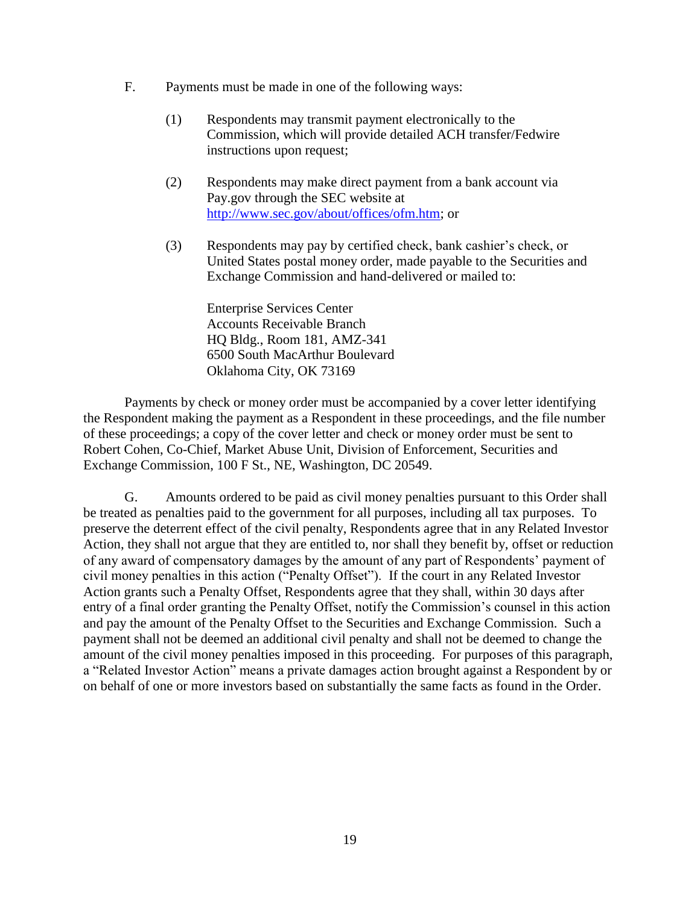F. Payments must be made in one of the following ways:

(1) Respondents may transmit payment electronically to the Commission, which will provide detailed ACH transfer/Fedwire instructions upon request;

(2) Respondents may make direct payment from a bank account via Pay.gov through the SEC website at http://www.sec.gov/about/offices/ofm.htm; or

(3) Respondents may pay by certified check, bank cashier's check, or United States postal money order, made payable to the Securities and Exchange Commission and hand-delivered or mailed to:

Enterprise Services Center
Accounts Receivable Branch
HQ Bldg., Room 181, AMZ-341
6500 South MacArthur Boulevard
Oklahoma City, OK 73169

Payments by check or money order must be accompanied by a cover letter identifying the Respondent making the payment as a Respondent in these proceedings, and the file number of these proceedings; a copy of the cover letter and check or money order must be sent to Robert Cohen, Co-Chief, Market Abuse Unit, Division of Enforcement, Securities and Exchange Commission, 100 F St., NE, Washington, DC 20549.

G. Amounts ordered to be paid as civil money penalties pursuant to this Order shall be treated as penalties paid to the government for all purposes, including all tax purposes. To preserve the deterrent effect of the civil penalty, Respondents agree that in any Related Investor Action, they shall not argue that they are entitled to, nor shall they benefit by, offset or reduction of any award of compensatory damages by the amount of any part of Respondents' payment of civil money penalties in this action ("Penalty Offset"). If the court in any Related Investor Action grants such a Penalty Offset, Respondents agree that they shall, within 30 days after entry of a final order granting the Penalty Offset, notify the Commission's counsel in this action and pay the amount of the Penalty Offset to the Securities and Exchange Commission. Such a payment shall not be deemed an additional civil penalty and shall not be deemed to change the amount of the civil money penalties imposed in this proceeding. For purposes of this paragraph, a "Related Investor Action" means a private damages action brought against a Respondent by or on behalf of one or more investors based on substantially the same facts as found in the Order.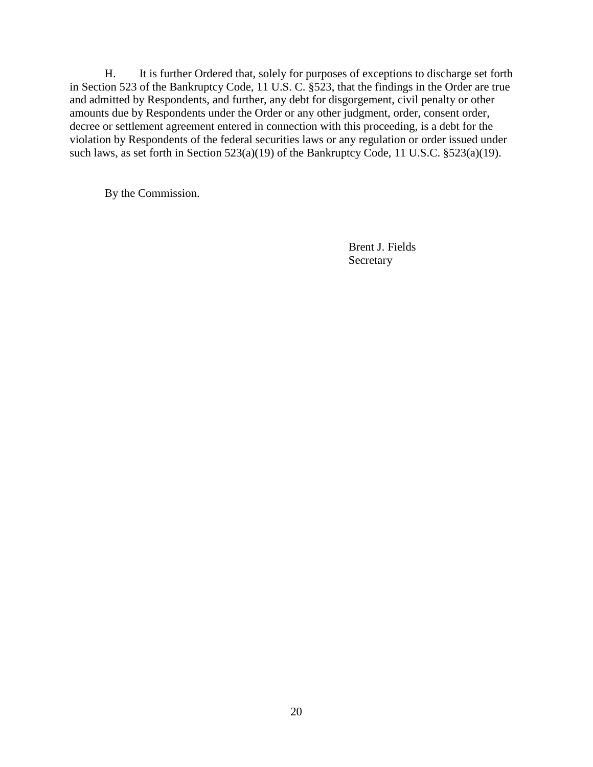H. It is further Ordered that, solely for purposes of exceptions to discharge set forth in Section 523 of the Bankruptcy Code, 11 U.S. C. §523, that the findings in the Order are true and admitted by Respondents, and further, any debt for disgorgement, civil penalty or other amounts due by Respondents under the Order or any other judgment, order, consent order, decree or settlement agreement entered in connection with this proceeding, is a debt for the violation by Respondents of the federal securities laws or any regulation or order issued under such laws, as set forth in Section 523(a)(19) of the Bankruptcy Code, 11 U.S.C. §523(a)(19).

By the Commission.

Brent J. Fields
Secretary